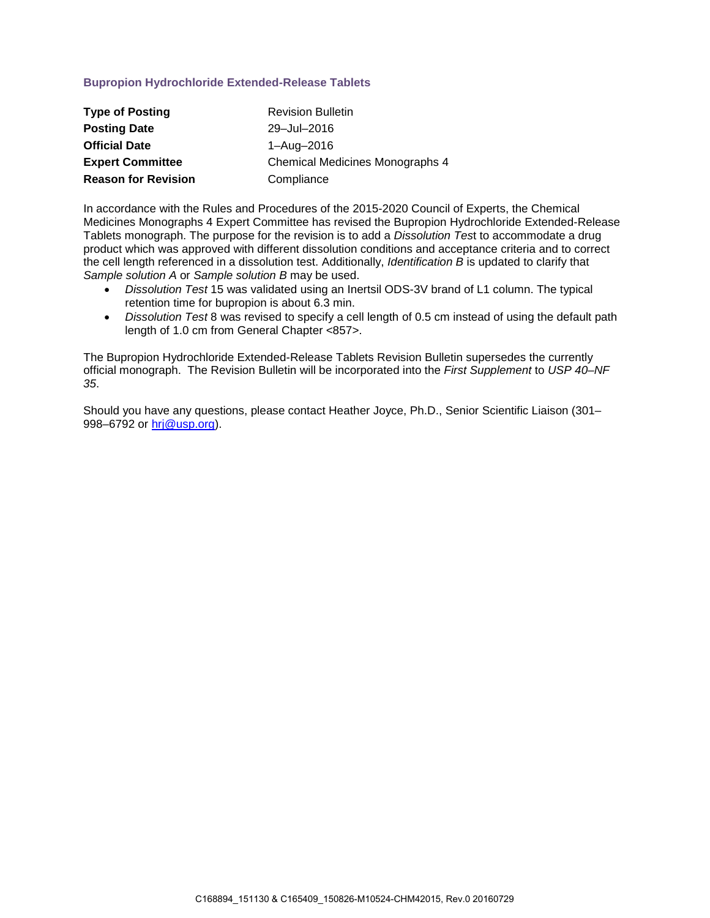## Bupropion Hydrochloride Extended-Release Tablets

| | |
|---|---|
| **Type of Posting** | Revision Bulletin |
| **Posting Date** | 29–Jul–2016 |
| **Official Date** | 1–Aug–2016 |
| **Expert Committee** | Chemical Medicines Monographs 4 |
| **Reason for Revision** | Compliance |

In accordance with the Rules and Procedures of the 2015-2020 Council of Experts, the Chemical Medicines Monographs 4 Expert Committee has revised the Bupropion Hydrochloride Extended-Release Tablets monograph. The purpose for the revision is to add a *Dissolution Test* to accommodate a drug product which was approved with different dissolution conditions and acceptance criteria and to correct the cell length referenced in a dissolution test. Additionally, *Identification B* is updated to clarify that *Sample solution A* or *Sample solution B* may be used.

- *Dissolution Test* 15 was validated using an Inertsil ODS-3V brand of L1 column. The typical retention time for bupropion is about 6.3 min.
- *Dissolution Test* 8 was revised to specify a cell length of 0.5 cm instead of using the default path length of 1.0 cm from General Chapter <857>.

The Bupropion Hydrochloride Extended-Release Tablets Revision Bulletin supersedes the currently official monograph. The Revision Bulletin will be incorporated into the *First Supplement* to *USP 40–NF 35*.

Should you have any questions, please contact Heather Joyce, Ph.D., Senior Scientific Liaison (301–998–6792 or hrj@usp.org).

C168894_151130 & C165409_150826-M10524-CHM42015, Rev.0 20160729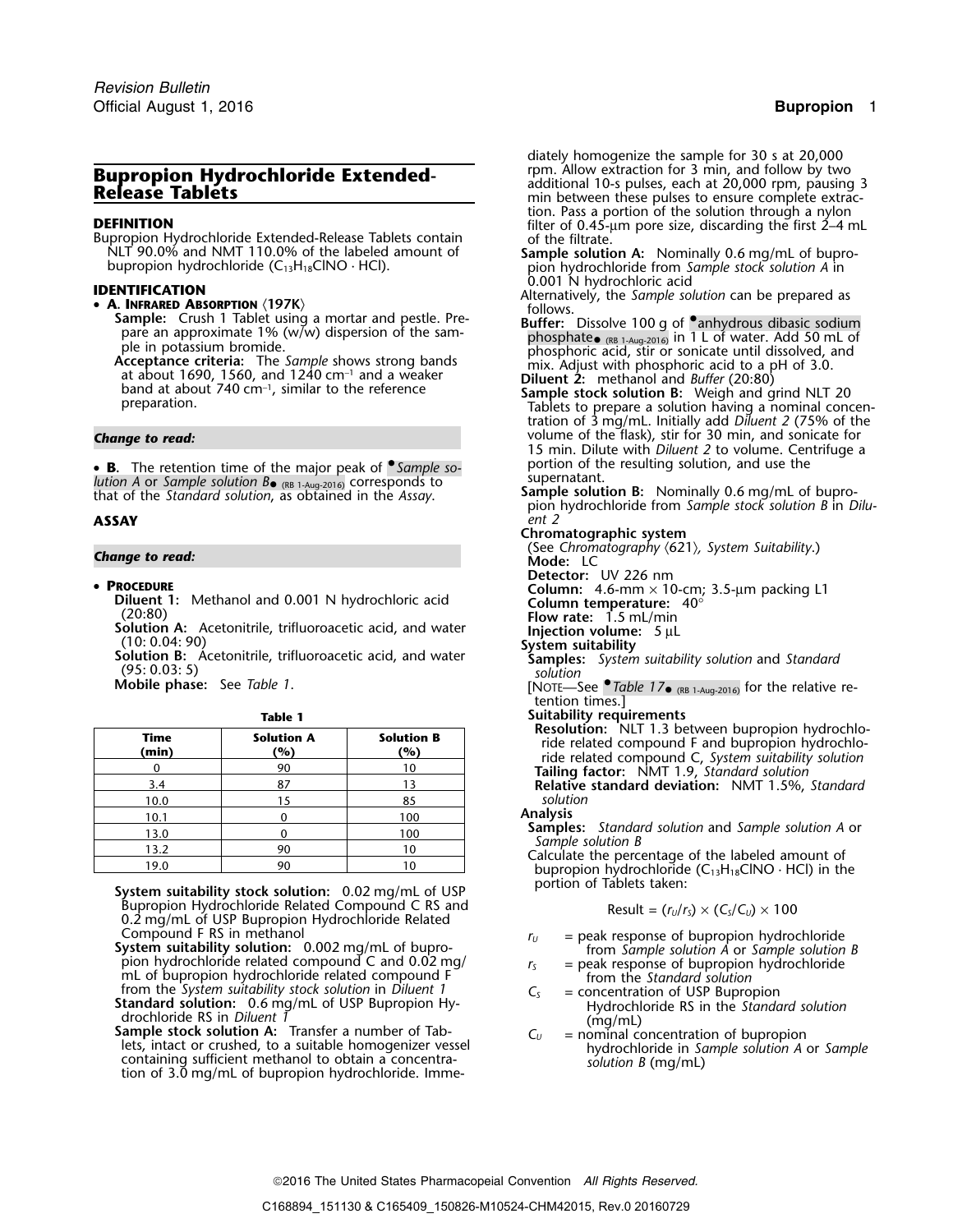# Bupropion Hydrochloride Extended-Release Tablets

**DEFINITION**

Bupropion Hydrochloride Extended-Release Tablets contain NLT 90.0% and NMT 110.0% of the labeled amount of bupropion hydrochloride ($C_{13}H_{18}ClNO \cdot HCl$).

**IDENTIFICATION**

- **A. Infrared Absorption** 〈197K〉

  **Sample:** Crush 1 Tablet using a mortar and pestle. Prepare an approximate 1% (w/w) dispersion of the sample in potassium bromide.

  **Acceptance criteria:** The *Sample* shows strong bands at about 1690, 1560, and 1240 $cm^{-1}$ and a weaker band at about 740 $cm^{-1}$, similar to the reference preparation.

***Change to read:***

- **B.** The retention time of the major peak of •*Sample solution A* or *Sample solution B*• (RB 1-Aug-2016) corresponds to that of the *Standard solution*, as obtained in the *Assay*.

**ASSAY**

***Change to read:***

- **Procedure**

  **Diluent 1:** Methanol and 0.001 N hydrochloric acid (20:80)

  **Solution A:** Acetonitrile, trifluoroacetic acid, and water (10: 0.04: 90)

  **Solution B:** Acetonitrile, trifluoroacetic acid, and water (95: 0.03: 5)

  **Mobile phase:** See *Table 1*.

**Table 1**

| Time (min) | Solution A (%) | Solution B (%) |
|---|---|---|
| 0 | 90 | 10 |
| 3.4 | 87 | 13 |
| 10.0 | 15 | 85 |
| 10.1 | 0 | 100 |
| 13.0 | 0 | 100 |
| 13.2 | 90 | 10 |
| 19.0 | 90 | 10 |

**System suitability stock solution:** 0.02 mg/mL of USP Bupropion Hydrochloride Related Compound C RS and 0.2 mg/mL of USP Bupropion Hydrochloride Related Compound F RS in methanol

**System suitability solution:** 0.002 mg/mL of bupropion hydrochloride related compound C and 0.02 mg/mL of bupropion hydrochloride related compound F from the *System suitability stock solution* in *Diluent 1*

**Standard solution:** 0.6 mg/mL of USP Bupropion Hydrochloride RS in *Diluent 1*

**Sample stock solution A:** Transfer a number of Tablets, intact or crushed, to a suitable homogenizer vessel containing sufficient methanol to obtain a concentration of 3.0 mg/mL of bupropion hydrochloride. Immediately homogenize the sample for 30 s at 20,000 rpm. Allow extraction for 3 min, and follow by two additional 10-s pulses, each at 20,000 rpm, pausing 3 min between these pulses to ensure complete extraction. Pass a portion of the solution through a nylon filter of 0.45-µm pore size, discarding the first 2–4 mL of the filtrate.

**Sample solution A:** Nominally 0.6 mg/mL of bupropion hydrochloride from *Sample stock solution A* in 0.001 N hydrochloric acid

Alternatively, the *Sample solution* can be prepared as follows.

**Buffer:** Dissolve 100 g of •anhydrous dibasic sodium phosphate• (RB 1-Aug-2016) in 1 L of water. Add 50 mL of phosphoric acid, stir or sonicate until dissolved, and mix. Adjust with phosphoric acid to a pH of 3.0.

**Diluent 2:** methanol and *Buffer* (20:80)

**Sample stock solution B:** Weigh and grind NLT 20 Tablets to prepare a solution having a nominal concentration of 3 mg/mL. Initially add *Diluent 2* (75% of the volume of the flask), stir for 30 min, and sonicate for 15 min. Dilute with *Diluent 2* to volume. Centrifuge a portion of the resulting solution, and use the supernatant.

**Sample solution B:** Nominally 0.6 mg/mL of bupropion hydrochloride from *Sample stock solution B* in *Diluent 2*

**Chromatographic system**

(See *Chromatography* 〈621〉*, System Suitability*.)

**Mode:** LC

**Detector:** UV 226 nm

**Column:** 4.6-mm × 10-cm; 3.5-µm packing L1

**Column temperature:** 40°

**Flow rate:** 1.5 mL/min

**Injection volume:** 5 µL

**System suitability**

**Samples:** *System suitability solution* and *Standard solution*

[Note—See •*Table 17*• (RB 1-Aug-2016) for the relative retention times.]

**Suitability requirements**

**Resolution:** NLT 1.3 between bupropion hydrochloride related compound F and bupropion hydrochloride related compound C, *System suitability solution*

**Tailing factor:** NMT 1.9, *Standard solution*

**Relative standard deviation:** NMT 1.5%, *Standard solution*

**Analysis**

**Samples:** *Standard solution* and *Sample solution A* or *Sample solution B*

Calculate the percentage of the labeled amount of bupropion hydrochloride ($C_{13}H_{18}ClNO \cdot HCl$) in the portion of Tablets taken:

$$\text{Result} = (r_U/r_S) \times (C_S/C_U) \times 100$$

$r_U$ = peak response of bupropion hydrochloride from *Sample solution A* or *Sample solution B*

$r_S$ = peak response of bupropion hydrochloride from the *Standard solution*

$C_S$ = concentration of USP Bupropion Hydrochloride RS in the *Standard solution* (mg/mL)

$C_U$ = nominal concentration of bupropion hydrochloride in *Sample solution A* or *Sample solution B* (mg/mL)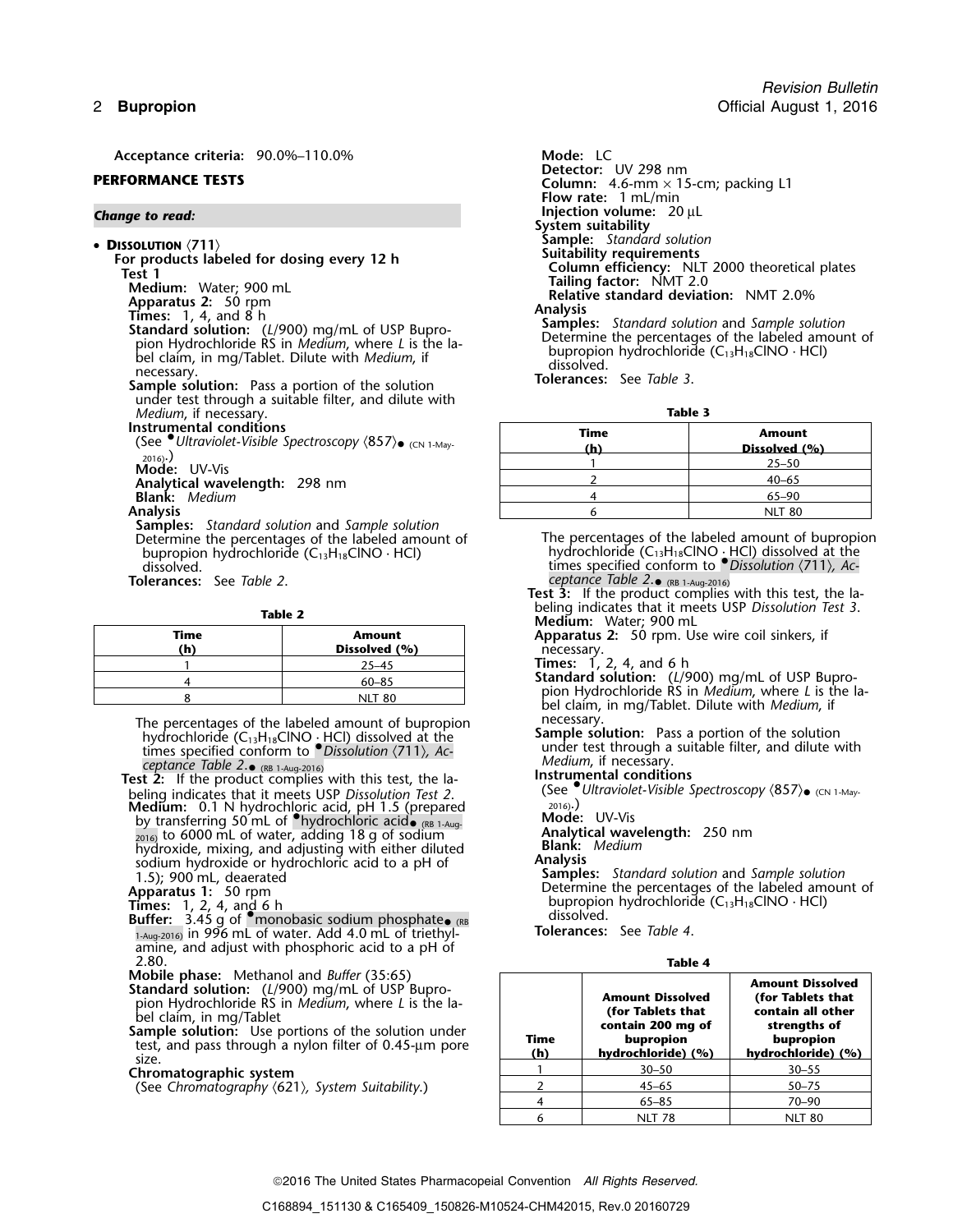**Acceptance criteria:** 90.0%–110.0%

## PERFORMANCE TESTS

*Change to read:*

- **Dissolution** ⟨711⟩

**For products labeled for dosing every 12 h**

**Test 1**

**Medium:** Water; 900 mL

**Apparatus 2:** 50 rpm

**Times:** 1, 4, and 8 h

**Standard solution:** ($L$/900) mg/mL of USP Bupropion Hydrochloride RS in *Medium*, where $L$ is the label claim, in mg/Tablet. Dilute with *Medium*, if necessary.

**Sample solution:** Pass a portion of the solution under test through a suitable filter, and dilute with *Medium*, if necessary.

**Instrumental conditions**

(See •*Ultraviolet-Visible Spectroscopy* ⟨857⟩• (CN 1-May-2016).)

**Mode:** UV-Vis

**Analytical wavelength:** 298 nm

**Blank:** *Medium*

**Analysis**

**Samples:** *Standard solution* and *Sample solution*

Determine the percentages of the labeled amount of bupropion hydrochloride ($C_{13}H_{18}ClNO \cdot HCl$) dissolved.

**Tolerances:** See *Table 2*.

**Table 2**

| Time (h) | Amount Dissolved (%) |
|---|---|
| 1 | 25–45 |
| 4 | 60–85 |
| 8 | NLT 80 |

The percentages of the labeled amount of bupropion hydrochloride ($C_{13}H_{18}ClNO \cdot HCl$) dissolved at the times specified conform to •*Dissolution* ⟨711⟩, *Acceptance Table 2*.• (RB 1-Aug-2016)

**Test 2:** If the product complies with this test, the labeling indicates that it meets USP *Dissolution Test 2*.

**Medium:** 0.1 N hydrochloric acid, pH 1.5 (prepared by transferring 50 mL of •hydrochloric acid• (RB 1-Aug-2016) to 6000 mL of water, adding 18 g of sodium hydroxide, mixing, and adjusting with either diluted sodium hydroxide or hydrochloric acid to a pH of 1.5); 900 mL, deaerated

**Apparatus 1:** 50 rpm

**Times:** 1, 2, 4, and 6 h

**Buffer:** 3.45 g of •monobasic sodium phosphate• (RB 1-Aug-2016) in 996 mL of water. Add 4.0 mL of triethylamine, and adjust with phosphoric acid to a pH of 2.80.

**Mobile phase:** Methanol and *Buffer* (35:65)

**Standard solution:** ($L$/900) mg/mL of USP Bupropion Hydrochloride RS in *Medium*, where $L$ is the label claim, in mg/Tablet

**Sample solution:** Use portions of the solution under test, and pass through a nylon filter of 0.45-µm pore size.

**Chromatographic system**

(See *Chromatography* ⟨621⟩, *System Suitability*.)

**Mode:** LC

**Detector:** UV 298 nm

**Column:** 4.6-mm × 15-cm; packing L1

**Flow rate:** 1 mL/min

**Injection volume:** 20 µL

**System suitability**

**Sample:** *Standard solution*

**Suitability requirements**

**Column efficiency:** NLT 2000 theoretical plates

**Tailing factor:** NMT 2.0

**Relative standard deviation:** NMT 2.0%

**Analysis**

**Samples:** *Standard solution* and *Sample solution*

Determine the percentages of the labeled amount of bupropion hydrochloride ($C_{13}H_{18}ClNO \cdot HCl$) dissolved.

**Tolerances:** See *Table 3*.

**Table 3**

| Time (h) | Amount Dissolved (%) |
|---|---|
| 1 | 25–50 |
| 2 | 40–65 |
| 4 | 65–90 |
| 6 | NLT 80 |

The percentages of the labeled amount of bupropion hydrochloride ($C_{13}H_{18}ClNO \cdot HCl$) dissolved at the times specified conform to •*Dissolution* ⟨711⟩, *Acceptance Table 2*.• (RB 1-Aug-2016)

**Test 3:** If the product complies with this test, the labeling indicates that it meets USP *Dissolution Test 3*.

**Medium:** Water; 900 mL

**Apparatus 2:** 50 rpm. Use wire coil sinkers, if necessary.

**Times:** 1, 2, 4, and 6 h

**Standard solution:** ($L$/900) mg/mL of USP Bupropion Hydrochloride RS in *Medium*, where $L$ is the label claim, in mg/Tablet. Dilute with *Medium*, if necessary.

**Sample solution:** Pass a portion of the solution under test through a suitable filter, and dilute with *Medium*, if necessary.

**Instrumental conditions**

(See •*Ultraviolet-Visible Spectroscopy* ⟨857⟩• (CN 1-May-2016).)

**Mode:** UV-Vis

**Analytical wavelength:** 250 nm

**Blank:** *Medium*

**Analysis**

**Samples:** *Standard solution* and *Sample solution*

Determine the percentages of the labeled amount of bupropion hydrochloride ($C_{13}H_{18}ClNO \cdot HCl$) dissolved.

**Tolerances:** See *Table 4*.

**Table 4**

| Time (h) | Amount Dissolved (for Tablets that contain 200 mg of bupropion hydrochloride) (%) | Amount Dissolved (for Tablets that contain all other strengths of bupropion hydrochloride) (%) |
|---|---|---|
| 1 | 30–50 | 30–55 |
| 2 | 45–65 | 50–75 |
| 4 | 65–85 | 70–90 |
| 6 | NLT 78 | NLT 80 |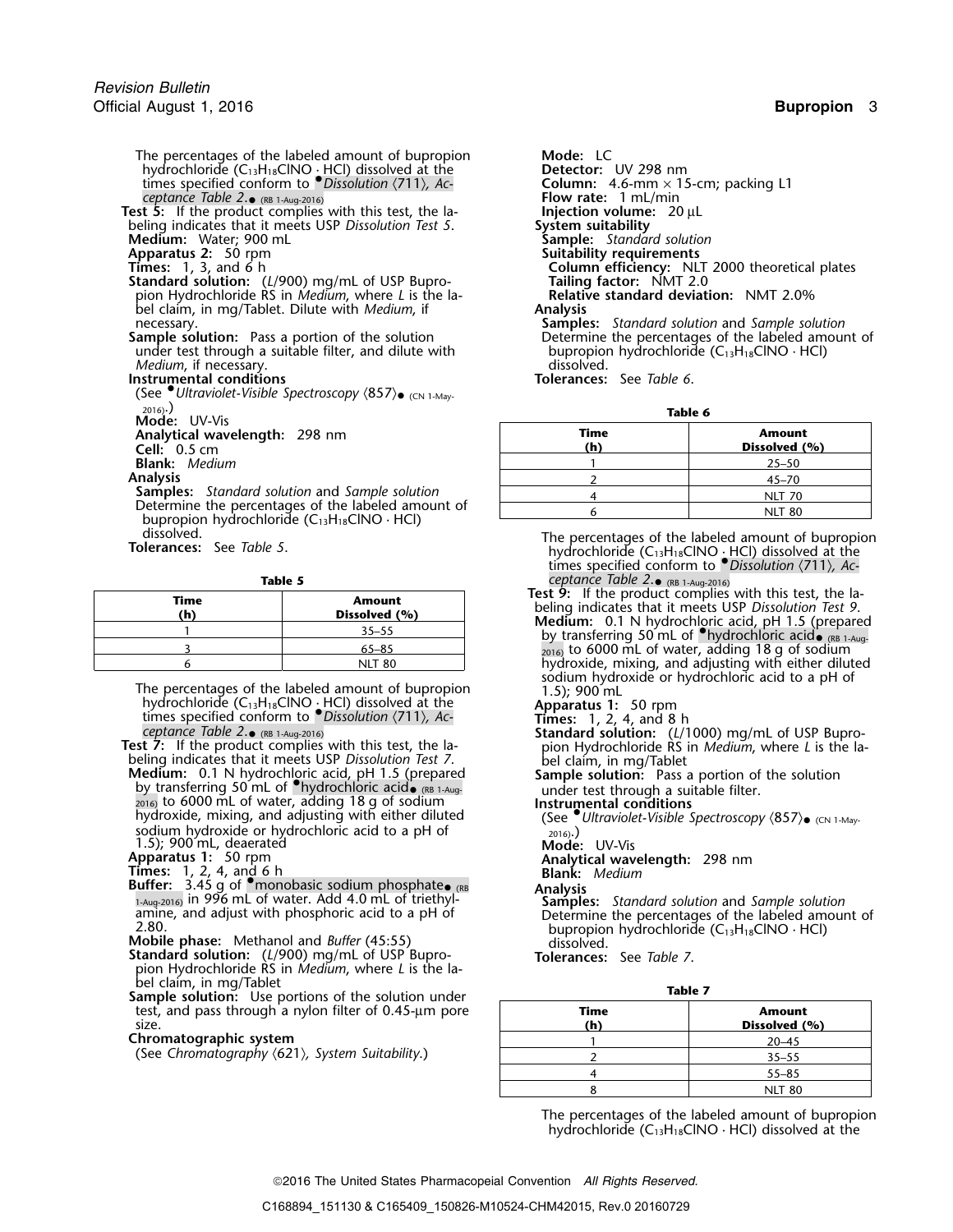The percentages of the labeled amount of bupropion hydrochloride ($C_{13}H_{18}ClNO \cdot HCl$) dissolved at the times specified conform to •*Dissolution* ⟨711⟩, *Acceptance Table 2*.• (RB 1-Aug-2016)

**Test 5:** If the product complies with this test, the labeling indicates that it meets USP *Dissolution Test 5*.

**Medium:** Water; 900 mL

**Apparatus 2:** 50 rpm

**Times:** 1, 3, and 6 h

**Standard solution:** (*L*/900) mg/mL of USP Bupropion Hydrochloride RS in *Medium*, where *L* is the label claim, in mg/Tablet. Dilute with *Medium*, if necessary.

**Sample solution:** Pass a portion of the solution under test through a suitable filter, and dilute with *Medium*, if necessary.

**Instrumental conditions**

(See •*Ultraviolet-Visible Spectroscopy* ⟨857⟩• (CN 1-May-2016).)

**Mode:** UV-Vis

**Analytical wavelength:** 298 nm

**Cell:** 0.5 cm

**Blank:** *Medium*

**Analysis**

**Samples:** *Standard solution* and *Sample solution*

Determine the percentages of the labeled amount of bupropion hydrochloride ($C_{13}H_{18}ClNO \cdot HCl$) dissolved.

**Tolerances:** See *Table 5*.

**Table 5**

| Time (h) | Amount Dissolved (%) |
|---|---|
| 1 | 35–55 |
| 3 | 65–85 |
| 6 | NLT 80 |

The percentages of the labeled amount of bupropion hydrochloride ($C_{13}H_{18}ClNO \cdot HCl$) dissolved at the times specified conform to •*Dissolution* ⟨711⟩, *Acceptance Table 2*.• (RB 1-Aug-2016)

**Test 7:** If the product complies with this test, the labeling indicates that it meets USP *Dissolution Test 7*.

**Medium:** 0.1 N hydrochloric acid, pH 1.5 (prepared by transferring 50 mL of •hydrochloric acid• (RB 1-Aug-2016) to 6000 mL of water, adding 18 g of sodium hydroxide, mixing, and adjusting with either diluted sodium hydroxide or hydrochloric acid to a pH of 1.5); 900 mL, deaerated

**Apparatus 1:** 50 rpm

**Times:** 1, 2, 4, and 6 h

**Buffer:** 3.45 g of •monobasic sodium phosphate• (RB 1-Aug-2016) in 996 mL of water. Add 4.0 mL of triethylamine, and adjust with phosphoric acid to a pH of 2.80.

**Mobile phase:** Methanol and *Buffer* (45:55)

**Standard solution:** (*L*/900) mg/mL of USP Bupropion Hydrochloride RS in *Medium*, where *L* is the label claim, in mg/Tablet

**Sample solution:** Use portions of the solution under test, and pass through a nylon filter of 0.45-µm pore size.

**Chromatographic system**

(See *Chromatography* ⟨621⟩, *System Suitability*.)

**Mode:** LC

**Detector:** UV 298 nm

**Column:** 4.6-mm × 15-cm; packing L1

**Flow rate:** 1 mL/min

**Injection volume:** 20 µL

**System suitability**

**Sample:** *Standard solution*

**Suitability requirements**

**Column efficiency:** NLT 2000 theoretical plates

**Tailing factor:** NMT 2.0

**Relative standard deviation:** NMT 2.0%

**Analysis**

**Samples:** *Standard solution* and *Sample solution*

Determine the percentages of the labeled amount of bupropion hydrochloride ($C_{13}H_{18}ClNO \cdot HCl$) dissolved.

**Tolerances:** See *Table 6*.

**Table 6**

| Time (h) | Amount Dissolved (%) |
|---|---|
| 1 | 25–50 |
| 2 | 45–70 |
| 4 | NLT 70 |
| 6 | NLT 80 |

The percentages of the labeled amount of bupropion hydrochloride ($C_{13}H_{18}ClNO \cdot HCl$) dissolved at the times specified conform to •*Dissolution* ⟨711⟩, *Acceptance Table 2*.• (RB 1-Aug-2016)

**Test 9:** If the product complies with this test, the labeling indicates that it meets USP *Dissolution Test 9*.

**Medium:** 0.1 N hydrochloric acid, pH 1.5 (prepared by transferring 50 mL of •hydrochloric acid• (RB 1-Aug-2016) to 6000 mL of water, adding 18 g of sodium hydroxide, mixing, and adjusting with either diluted sodium hydroxide or hydrochloric acid to a pH of 1.5); 900 mL

**Apparatus 1:** 50 rpm

**Times:** 1, 2, 4, and 8 h

**Standard solution:** (*L*/1000) mg/mL of USP Bupropion Hydrochloride RS in *Medium*, where *L* is the label claim, in mg/Tablet

**Sample solution:** Pass a portion of the solution under test through a suitable filter.

**Instrumental conditions**

(See •*Ultraviolet-Visible Spectroscopy* ⟨857⟩• (CN 1-May-2016).)

**Mode:** UV-Vis

**Analytical wavelength:** 298 nm

**Blank:** *Medium*

**Analysis**

**Samples:** *Standard solution* and *Sample solution*

Determine the percentages of the labeled amount of bupropion hydrochloride ($C_{13}H_{18}ClNO \cdot HCl$) dissolved.

**Tolerances:** See *Table 7*.

**Table 7**

| Time (h) | Amount Dissolved (%) |
|---|---|
| 1 | 20–45 |
| 2 | 35–55 |
| 4 | 55–85 |
| 8 | NLT 80 |

The percentages of the labeled amount of bupropion hydrochloride ($C_{13}H_{18}ClNO \cdot HCl$) dissolved at the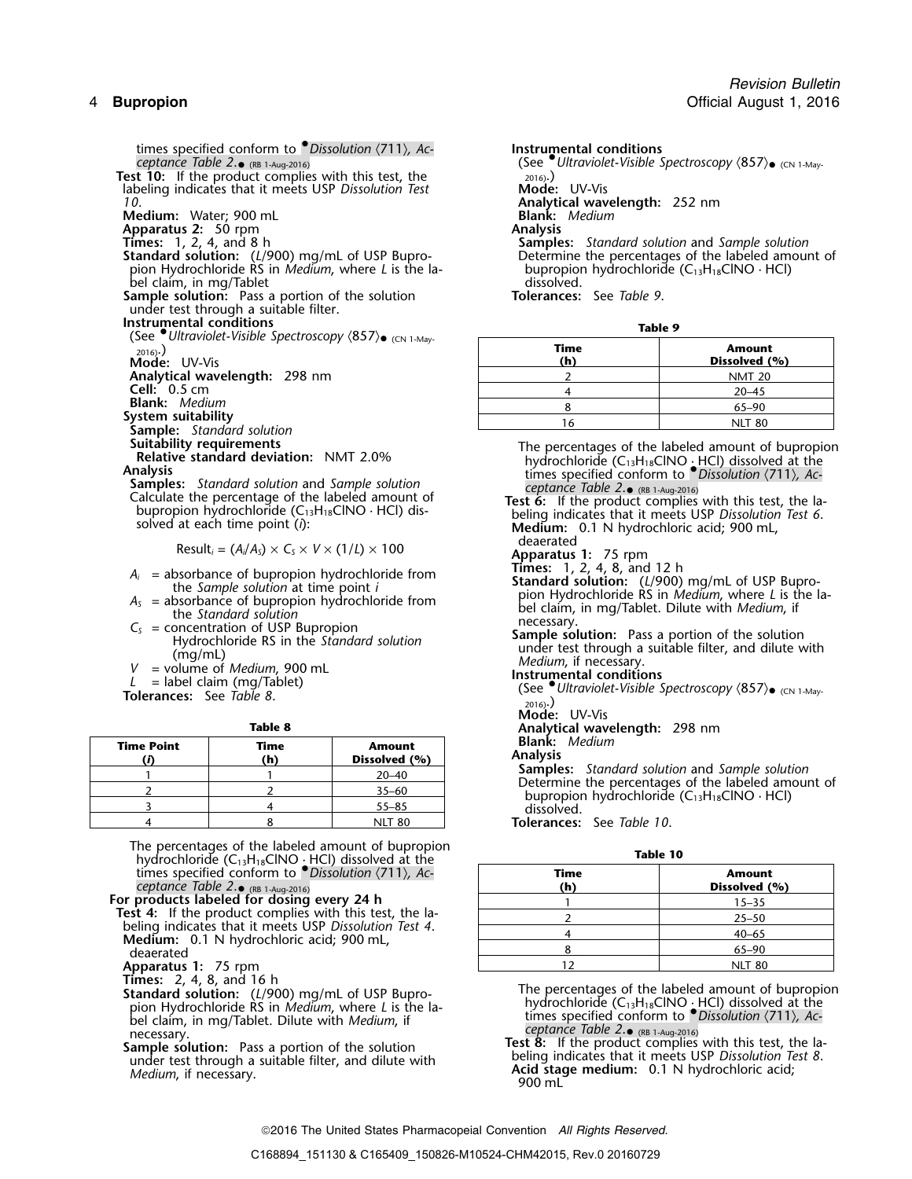times specified conform to •*Dissolution* ⟨711⟩, *Acceptance Table 2*.• (RB 1-Aug-2016)

**Test 10:** If the product complies with this test, the labeling indicates that it meets USP *Dissolution Test 10*.

**Medium:** Water; 900 mL

**Apparatus 2:** 50 rpm

**Times:** 1, 2, 4, and 8 h

**Standard solution:** ($L$/900) mg/mL of USP Bupropion Hydrochloride RS in *Medium*, where $L$ is the label claim, in mg/Tablet

**Sample solution:** Pass a portion of the solution under test through a suitable filter.

**Instrumental conditions**

(See •*Ultraviolet-Visible Spectroscopy* ⟨857⟩• (CN 1-May-2016).)

**Mode:** UV-Vis

**Analytical wavelength:** 298 nm

**Cell:** 0.5 cm

**Blank:** *Medium*

**System suitability**

**Sample:** *Standard solution*

**Suitability requirements**

**Relative standard deviation:** NMT 2.0%

**Analysis**

**Samples:** *Standard solution* and *Sample solution*

Calculate the percentage of the labeled amount of bupropion hydrochloride ($C_{13}H_{18}ClNO \cdot HCl$) dissolved at each time point ($i$):

$$\text{Result}_i = (A_i/A_S) \times C_S \times V \times (1/L) \times 100$$

$A_i$ = absorbance of bupropion hydrochloride from the *Sample solution* at time point $i$

$A_S$ = absorbance of bupropion hydrochloride from the *Standard solution*

$C_S$ = concentration of USP Bupropion Hydrochloride RS in the *Standard solution* (mg/mL)

$V$ = volume of *Medium*, 900 mL

$L$ = label claim (mg/Tablet)

**Tolerances:** See *Table 8*.

**Table 8**

| Time Point ($i$) | Time (h) | Amount Dissolved (%) |
|---|---|---|
| 1 | 1 | 20–40 |
| 2 | 2 | 35–60 |
| 3 | 4 | 55–85 |
| 4 | 8 | NLT 80 |

The percentages of the labeled amount of bupropion hydrochloride ($C_{13}H_{18}ClNO \cdot HCl$) dissolved at the times specified conform to •*Dissolution* ⟨711⟩, *Acceptance Table 2*.• (RB 1-Aug-2016)

**For products labeled for dosing every 24 h**

**Test 4:** If the product complies with this test, the labeling indicates that it meets USP *Dissolution Test 4*.

**Medium:** 0.1 N hydrochloric acid; 900 mL, deaerated

**Apparatus 1:** 75 rpm

**Times:** 2, 4, 8, and 16 h

**Standard solution:** ($L$/900) mg/mL of USP Bupropion Hydrochloride RS in *Medium*, where $L$ is the label claim, in mg/Tablet. Dilute with *Medium*, if necessary.

**Sample solution:** Pass a portion of the solution under test through a suitable filter, and dilute with *Medium*, if necessary.

**Instrumental conditions**

(See •*Ultraviolet-Visible Spectroscopy* ⟨857⟩• (CN 1-May-2016).)

**Mode:** UV-Vis

**Analytical wavelength:** 252 nm

**Blank:** *Medium*

**Analysis**

**Samples:** *Standard solution* and *Sample solution*

Determine the percentages of the labeled amount of bupropion hydrochloride ($C_{13}H_{18}ClNO \cdot HCl$) dissolved.

**Tolerances:** See *Table 9*.

**Table 9**

| Time (h) | Amount Dissolved (%) |
|---|---|
| 2 | NMT 20 |
| 4 | 20–45 |
| 8 | 65–90 |
| 16 | NLT 80 |

The percentages of the labeled amount of bupropion hydrochloride ($C_{13}H_{18}ClNO \cdot HCl$) dissolved at the times specified conform to •*Dissolution* ⟨711⟩, *Acceptance Table 2*.• (RB 1-Aug-2016)

**Test 6:** If the product complies with this test, the labeling indicates that it meets USP *Dissolution Test 6*.

**Medium:** 0.1 N hydrochloric acid; 900 mL, deaerated

**Apparatus 1:** 75 rpm

**Times:** 1, 2, 4, 8, and 12 h

**Standard solution:** ($L$/900) mg/mL of USP Bupropion Hydrochloride RS in *Medium*, where $L$ is the label claim, in mg/Tablet. Dilute with *Medium*, if necessary.

**Sample solution:** Pass a portion of the solution under test through a suitable filter, and dilute with *Medium*, if necessary.

**Instrumental conditions**

(See •*Ultraviolet-Visible Spectroscopy* ⟨857⟩• (CN 1-May-2016).)

**Mode:** UV-Vis

**Analytical wavelength:** 298 nm

**Blank:** *Medium*

**Analysis**

**Samples:** *Standard solution* and *Sample solution*

Determine the percentages of the labeled amount of bupropion hydrochloride ($C_{13}H_{18}ClNO \cdot HCl$) dissolved.

**Tolerances:** See *Table 10*.

**Table 10**

| Time (h) | Amount Dissolved (%) |
|---|---|
| 1 | 15–35 |
| 2 | 25–50 |
| 4 | 40–65 |
| 8 | 65–90 |
| 12 | NLT 80 |

The percentages of the labeled amount of bupropion hydrochloride ($C_{13}H_{18}ClNO \cdot HCl$) dissolved at the times specified conform to •*Dissolution* ⟨711⟩, *Acceptance Table 2*.• (RB 1-Aug-2016)

**Test 8:** If the product complies with this test, the labeling indicates that it meets USP *Dissolution Test 8*.

**Acid stage medium:** 0.1 N hydrochloric acid; 900 mL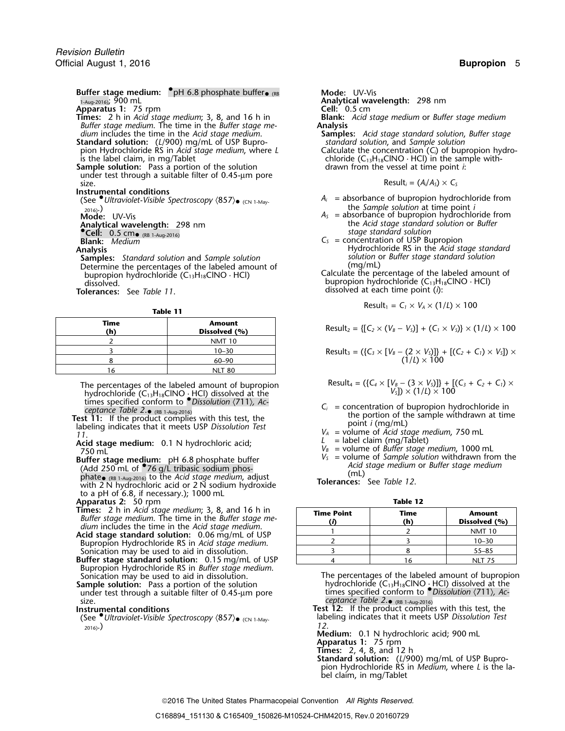**Buffer stage medium:** •pH 6.8 phosphate buffer• (RB 1-Aug-2016); 900 mL
**Apparatus 1:** 75 rpm
**Times:** 2 h in *Acid stage medium*; 3, 8, and 16 h in *Buffer stage medium*. The time in the *Buffer stage medium* includes the time in the *Acid stage medium*.
**Standard solution:** ($L$/900) mg/mL of USP Bupropion Hydrochloride RS in *Acid stage medium*, where $L$ is the label claim, in mg/Tablet
**Sample solution:** Pass a portion of the solution under test through a suitable filter of 0.45-µm pore size.
**Instrumental conditions**
(See •*Ultraviolet-Visible Spectroscopy* ⟨857⟩• (CN 1-May-2016).)
**Mode:** UV-Vis
**Analytical wavelength:** 298 nm
•**Cell:** 0.5 cm• (RB 1-Aug-2016)
**Blank:** *Medium*
**Analysis**
**Samples:** *Standard solution* and *Sample solution*
Determine the percentages of the labeled amount of bupropion hydrochloride ($C_{13}H_{18}ClNO \cdot HCl$) dissolved.
**Tolerances:** See *Table 11*.

**Table 11**

| Time (h) | Amount Dissolved (%) |
|---|---|
| 2 | NMT 10 |
| 3 | 10–30 |
| 8 | 60–90 |
| 16 | NLT 80 |

The percentages of the labeled amount of bupropion hydrochloride ($C_{13}H_{18}ClNO \cdot HCl$) dissolved at the times specified conform to •*Dissolution* ⟨711⟩, *Acceptance Table 2*.• (RB 1-Aug-2016)

**Test 11:** If the product complies with this test, the labeling indicates that it meets USP *Dissolution Test 11*.
**Acid stage medium:** 0.1 N hydrochloric acid; 750 mL
**Buffer stage medium:** pH 6.8 phosphate buffer (Add 250 mL of •76 g/L tribasic sodium phosphate• (RB 1-Aug-2016) to the *Acid stage medium*, adjust with 2 N hydrochloric acid or 2 N sodium hydroxide to a pH of 6.8, if necessary.); 1000 mL
**Apparatus 2:** 50 rpm
**Times:** 2 h in *Acid stage medium*; 3, 8, and 16 h in *Buffer stage medium*. The time in the *Buffer stage medium* includes the time in the *Acid stage medium*.
**Acid stage standard solution:** 0.06 mg/mL of USP Bupropion Hydrochloride RS in *Acid stage medium*. Sonication may be used to aid in dissolution.
**Buffer stage standard solution:** 0.15 mg/mL of USP Bupropion Hydrochloride RS in *Buffer stage medium*. Sonication may be used to aid in dissolution.
**Sample solution:** Pass a portion of the solution under test through a suitable filter of 0.45-µm pore size.
**Instrumental conditions**
(See •*Ultraviolet-Visible Spectroscopy* ⟨857⟩• (CN 1-May-2016).)
**Mode:** UV-Vis
**Analytical wavelength:** 298 nm
**Cell:** 0.5 cm
**Blank:** *Acid stage medium* or *Buffer stage medium*
**Analysis**
**Samples:** *Acid stage standard solution*, *Buffer stage standard solution*, and *Sample solution*
Calculate the concentration ($C_i$) of bupropion hydrochloride ($C_{13}H_{18}ClNO \cdot HCl$) in the sample withdrawn from the vessel at time point $i$:

$$\text{Result}_i = (A_i/A_S) \times C_S$$

$A_i$ = absorbance of bupropion hydrochloride from the *Sample solution* at time point $i$
$A_S$ = absorbance of bupropion hydrochloride from the *Acid stage standard solution* or *Buffer stage standard solution*
$C_S$ = concentration of USP Bupropion Hydrochloride RS in the *Acid stage standard solution* or *Buffer stage standard solution* (mg/mL)

Calculate the percentage of the labeled amount of bupropion hydrochloride ($C_{13}H_{18}ClNO \cdot HCl$) dissolved at each time point ($i$):

$$\text{Result}_1 = C_1 \times V_A \times (1/L) \times 100$$

$$\text{Result}_2 = \{[C_2 \times (V_B - V_S)] + (C_1 \times V_S)\} \times (1/L) \times 100$$

$$\text{Result}_3 = (\{C_3 \times [V_B - (2 \times V_S)]\} + [(C_2 + C_1) \times V_S]) \times (1/L) \times 100$$

$$\text{Result}_4 = (\{C_4 \times [V_B - (3 \times V_S)]\} + [(C_3 + C_2 + C_1) \times V_S]) \times (1/L) \times 100$$

$C_i$ = concentration of bupropion hydrochloride in the portion of the sample withdrawn at time point $i$ (mg/mL)
$V_A$ = volume of *Acid stage medium*, 750 mL
$L$ = label claim (mg/Tablet)
$V_B$ = volume of *Buffer stage medium*, 1000 mL
$V_S$ = volume of *Sample solution* withdrawn from the *Acid stage medium* or *Buffer stage medium* (mL)

**Tolerances:** See *Table 12*.

**Table 12**

| Time Point ($i$) | Time (h) | Amount Dissolved (%) |
|---|---|---|
| 1 | 2 | NMT 10 |
| 2 | 3 | 10–30 |
| 3 | 8 | 55–85 |
| 4 | 16 | NLT 75 |

The percentages of the labeled amount of bupropion hydrochloride ($C_{13}H_{18}ClNO \cdot HCl$) dissolved at the times specified conform to •*Dissolution* ⟨711⟩, *Acceptance Table 2*.• (RB 1-Aug-2016)

**Test 12:** If the product complies with this test, the labeling indicates that it meets USP *Dissolution Test 12*.
**Medium:** 0.1 N hydrochloric acid; 900 mL
**Apparatus 1:** 75 rpm
**Times:** 2, 4, 8, and 12 h
**Standard solution:** ($L$/900) mg/mL of USP Bupropion Hydrochloride RS in *Medium*, where $L$ is the label claim, in mg/Tablet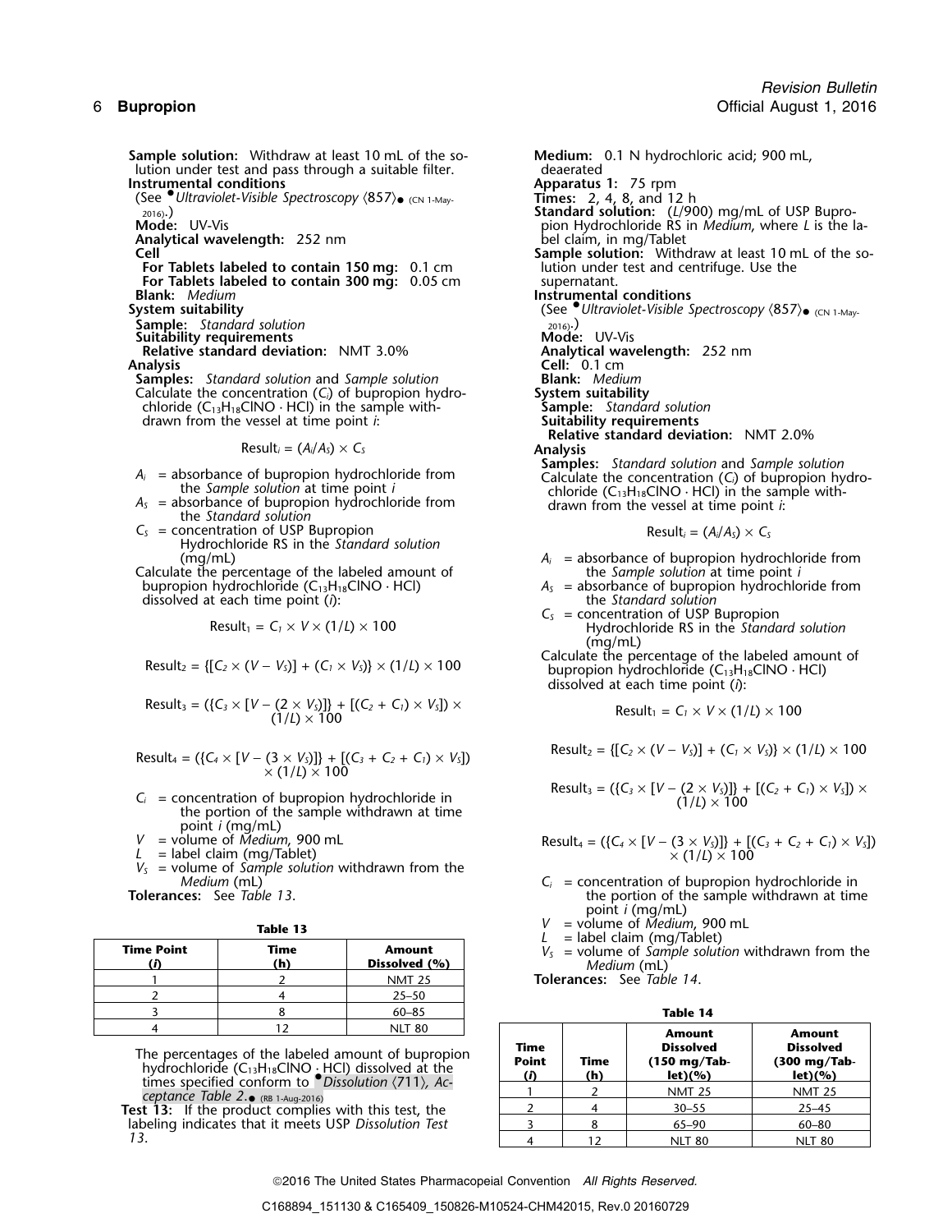**Sample solution:** Withdraw at least 10 mL of the solution under test and pass through a suitable filter.

**Instrumental conditions**

(See •*Ultraviolet-Visible Spectroscopy* ⟨857⟩• (CN 1-May-2016).)

**Mode:** UV-Vis

**Analytical wavelength:** 252 nm

**Cell**

**For Tablets labeled to contain 150 mg:** 0.1 cm

**For Tablets labeled to contain 300 mg:** 0.05 cm

**Blank:** *Medium*

**System suitability**

**Sample:** *Standard solution*

**Suitability requirements**

**Relative standard deviation:** NMT 3.0%

**Analysis**

**Samples:** *Standard solution* and *Sample solution*

Calculate the concentration ($C_i$) of bupropion hydrochloride ($C_{13}H_{18}ClNO \cdot HCl$) in the sample withdrawn from the vessel at time point *i*:

$$Result_i = (A_i/A_S) \times C_S$$

$A_i$ = absorbance of bupropion hydrochloride from the *Sample solution* at time point *i*

$A_S$ = absorbance of bupropion hydrochloride from the *Standard solution*

$C_S$ = concentration of USP Bupropion Hydrochloride RS in the *Standard solution* (mg/mL)

Calculate the percentage of the labeled amount of bupropion hydrochloride ($C_{13}H_{18}ClNO \cdot HCl$) dissolved at each time point (*i*):

$$Result_1 = C_1 \times V \times (1/L) \times 100$$

$$Result_2 = \{[C_2 \times (V - V_S)] + (C_1 \times V_S)\} \times (1/L) \times 100$$

$$Result_3 = (\{C_3 \times [V - (2 \times V_S)]\} + [(C_2 + C_1) \times V_S]) \times (1/L) \times 100$$

$$Result_4 = (\{C_4 \times [V - (3 \times V_S)]\} + [(C_3 + C_2 + C_1) \times V_S]) \times (1/L) \times 100$$

$C_i$ = concentration of bupropion hydrochloride in the portion of the sample withdrawn at time point *i* (mg/mL)

$V$ = volume of *Medium*, 900 mL

$L$ = label claim (mg/Tablet)

$V_S$ = volume of *Sample solution* withdrawn from the *Medium* (mL)

**Tolerances:** See *Table 13*.

**Table 13**

| Time Point (*i*) | Time (h) | Amount Dissolved (%) |
|---|---|---|
| 1 | 2 | NMT 25 |
| 2 | 4 | 25–50 |
| 3 | 8 | 60–85 |
| 4 | 12 | NLT 80 |

The percentages of the labeled amount of bupropion hydrochloride ($C_{13}H_{18}ClNO \cdot HCl$) dissolved at the times specified conform to •*Dissolution* ⟨711⟩, *Acceptance Table 2*.• (RB 1-Aug-2016)

**Test 13:** If the product complies with this test, the labeling indicates that it meets USP *Dissolution Test 13*.

**Medium:** 0.1 N hydrochloric acid; 900 mL, deaerated

**Apparatus 1:** 75 rpm

**Times:** 2, 4, 8, and 12 h

**Standard solution:** (*L*/900) mg/mL of USP Bupropion Hydrochloride RS in *Medium*, where *L* is the label claim, in mg/Tablet

**Sample solution:** Withdraw at least 10 mL of the solution under test and centrifuge. Use the supernatant.

**Instrumental conditions**

(See •*Ultraviolet-Visible Spectroscopy* ⟨857⟩• (CN 1-May-2016).)

**Mode:** UV-Vis

**Analytical wavelength:** 252 nm

**Cell:** 0.1 cm

**Blank:** *Medium*

**System suitability**

**Sample:** *Standard solution*

**Suitability requirements**

**Relative standard deviation:** NMT 2.0%

**Analysis**

**Samples:** *Standard solution* and *Sample solution*

Calculate the concentration ($C_i$) of bupropion hydrochloride ($C_{13}H_{18}ClNO \cdot HCl$) in the sample withdrawn from the vessel at time point *i*:

$$Result_i = (A_i/A_S) \times C_S$$

$A_i$ = absorbance of bupropion hydrochloride from the *Sample solution* at time point *i*

$A_S$ = absorbance of bupropion hydrochloride from the *Standard solution*

$C_S$ = concentration of USP Bupropion Hydrochloride RS in the *Standard solution* (mg/mL)

Calculate the percentage of the labeled amount of bupropion hydrochloride ($C_{13}H_{18}ClNO \cdot HCl$) dissolved at each time point (*i*):

$$Result_1 = C_1 \times V \times (1/L) \times 100$$

$$Result_2 = \{[C_2 \times (V - V_S)] + (C_1 \times V_S)\} \times (1/L) \times 100$$

$$Result_3 = (\{C_3 \times [V - (2 \times V_S)]\} + [(C_2 + C_1) \times V_S]) \times (1/L) \times 100$$

$$Result_4 = (\{C_4 \times [V - (3 \times V_S)]\} + [(C_3 + C_2 + C_1) \times V_S]) \times (1/L) \times 100$$

$C_i$ = concentration of bupropion hydrochloride in the portion of the sample withdrawn at time point *i* (mg/mL)

$V$ = volume of *Medium*, 900 mL

$L$ = label claim (mg/Tablet)

$V_S$ = volume of *Sample solution* withdrawn from the *Medium* (mL)

**Tolerances:** See *Table 14*.

**Table 14**

| Time Point (*i*) | Time (h) | Amount Dissolved (150 mg/Tablet)(%) | Amount Dissolved (300 mg/Tablet)(%) |
|---|---|---|---|
| 1 | 2 | NMT 25 | NMT 25 |
| 2 | 4 | 30–55 | 25–45 |
| 3 | 8 | 65–90 | 60–80 |
| 4 | 12 | NLT 80 | NLT 80 |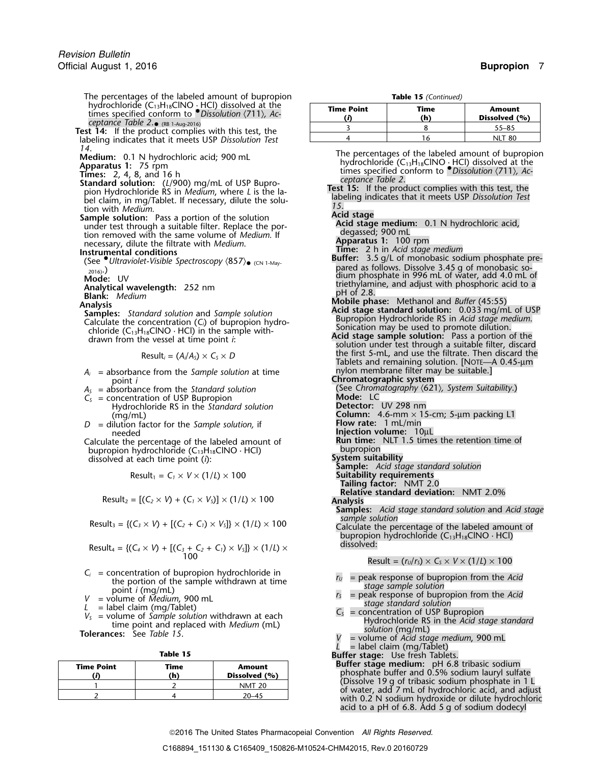The percentages of the labeled amount of bupropion hydrochloride ($C_{13}H_{18}ClNO \cdot HCl$) dissolved at the times specified conform to •*Dissolution* ⟨711⟩, *Acceptance Table 2*.• (RB 1-Aug-2016)

**Test 14:** If the product complies with this test, the labeling indicates that it meets USP *Dissolution Test 14*.

**Medium:** 0.1 N hydrochloric acid; 900 mL

**Apparatus 1:** 75 rpm

**Times:** 2, 4, 8, and 16 h

**Standard solution:** ($L$/900) mg/mL of USP Bupropion Hydrochloride RS in *Medium*, where $L$ is the label claim, in mg/Tablet. If necessary, dilute the solution with *Medium.*

**Sample solution:** Pass a portion of the solution under test through a suitable filter. Replace the portion removed with the same volume of *Medium.* If necessary, dilute the filtrate with *Medium*.

**Instrumental conditions**

(See •*Ultraviolet-Visible Spectroscopy* ⟨857⟩• (CN 1-May-2016).)

**Mode:** UV

**Analytical wavelength:** 252 nm

**Blank:** *Medium*

**Analysis**

**Samples:** *Standard solution* and *Sample solution*

Calculate the concentration ($C_i$) of bupropion hydrochloride ($C_{13}H_{18}ClNO \cdot HCl$) in the sample withdrawn from the vessel at time point *i*:

$$\text{Result}_i = (A_i/A_S) \times C_S \times D$$

$A_i$ = absorbance from the *Sample solution* at time point *i*

$A_S$ = absorbance from the *Standard solution*

$C_S$ = concentration of USP Bupropion Hydrochloride RS in the *Standard solution* (mg/mL)

$D$ = dilution factor for the *Sample solution,* if needed

Calculate the percentage of the labeled amount of bupropion hydrochloride ($C_{13}H_{18}ClNO \cdot HCl$) dissolved at each time point (*i*):

$$\text{Result}_1 = C_1 \times V \times (1/L) \times 100$$

$$\text{Result}_2 = [(C_2 \times V) + (C_1 \times V_S)] \times (1/L) \times 100$$

$$\text{Result}_3 = \{(C_3 \times V) + [(C_2 + C_1) \times V_S]\} \times (1/L) \times 100$$

$$\text{Result}_4 = \{(C_4 \times V) + [(C_3 + C_2 + C_1) \times V_S]\} \times (1/L) \times 100$$

$C_i$ = concentration of bupropion hydrochloride in the portion of the sample withdrawn at time point *i* (mg/mL)

$V$ = volume of *Medium*, 900 mL

$L$ = label claim (mg/Tablet)

$V_S$ = volume of *Sample solution* withdrawn at each time point and replaced with *Medium* (mL)

**Tolerances:** See *Table 15*.

**Table 15**

| Time Point (*i*) | Time (h) | Amount Dissolved (%) |
|---|---|---|
| 1 | 2 | NMT 20 |
| 2 | 4 | 20–45 |
| 3 | 8 | 55–85 |
| 4 | 16 | NLT 80 |

The percentages of the labeled amount of bupropion hydrochloride ($C_{13}H_{18}ClNO \cdot HCl$) dissolved at the times specified conform to •*Dissolution* ⟨711⟩, *Acceptance Table 2*.

**Test 15:** If the product complies with this test, the labeling indicates that it meets USP *Dissolution Test 15*.

**Acid stage**

**Acid stage medium:** 0.1 N hydrochloric acid, degassed; 900 mL

**Apparatus 1:** 100 rpm

**Time:** 2 h in *Acid stage medium*

**Buffer:** 3.5 g/L of monobasic sodium phosphate prepared as follows. Dissolve 3.45 g of monobasic sodium phosphate in 996 mL of water, add 4.0 mL of triethylamine, and adjust with phosphoric acid to a pH of 2.8.

**Mobile phase:** Methanol and *Buffer* (45:55)

**Acid stage standard solution:** 0.033 mg/mL of USP Bupropion Hydrochloride RS in *Acid stage medium.* Sonication may be used to promote dilution.

**Acid stage sample solution:** Pass a portion of the solution under test through a suitable filter, discard the first 5-mL, and use the filtrate. Then discard the Tablets and remaining solution. [NOTE—A 0.45-µm nylon membrane filter may be suitable.]

**Chromatographic system**

(See *Chromatography* ⟨621⟩, *System Suitability*.)

**Mode:** LC

**Detector:** UV 298 nm

**Column:** 4.6-mm × 15-cm; 5-µm packing L1

**Flow rate:** 1 mL/min

**Injection volume:** 10µL

**Run time:** NLT 1.5 times the retention time of bupropion

**System suitability**

**Sample:** *Acid stage standard solution*

**Suitability requirements**

**Tailing factor:** NMT 2.0

**Relative standard deviation:** NMT 2.0%

**Analysis**

**Samples:** *Acid stage standard solution* and *Acid stage sample solution*

Calculate the percentage of the labeled amount of bupropion hydrochloride ($C_{13}H_{18}ClNO \cdot HCl$) dissolved:

$$\text{Result} = (r_U/r_S) \times C_S \times V \times (1/L) \times 100$$

$r_U$ = peak response of bupropion from the *Acid stage sample solution*

$r_S$ = peak response of bupropion from the *Acid stage standard solution*

$C_S$ = concentration of USP Bupropion Hydrochloride RS in the *Acid stage standard solution* (mg/mL)

$V$ = volume of *Acid stage medium*, 900 mL

$L$ = label claim (mg/Tablet)

**Buffer stage:** Use fresh Tablets.

**Buffer stage medium:** pH 6.8 tribasic sodium phosphate buffer and 0.5% sodium lauryl sulfate (Dissolve 19 g of tribasic sodium phosphate in 1 L of water, add 7 mL of hydrochloric acid, and adjust with 0.2 N sodium hydroxide or dilute hydrochloric acid to a pH of 6.8. Add 5 g of sodium dodecyl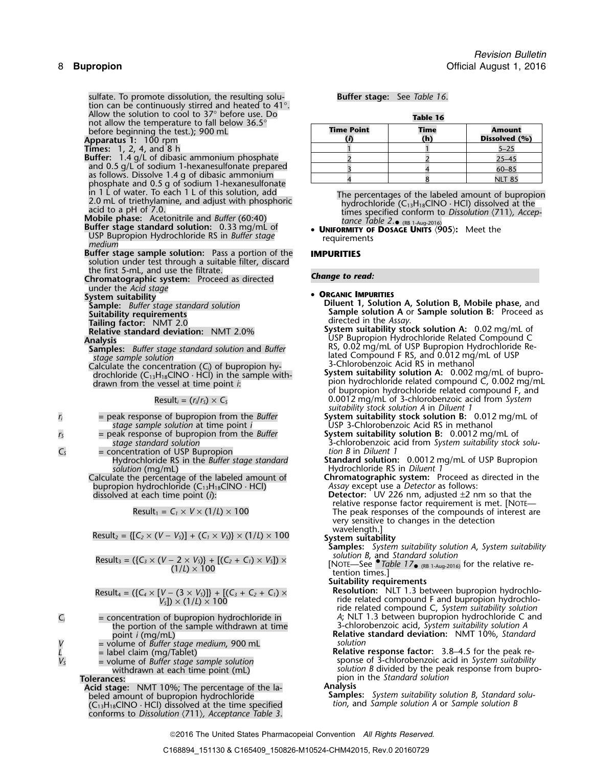sulfate. To promote dissolution, the resulting solution can be continuously stirred and heated to 41°. Allow the solution to cool to 37° before use. Do not allow the temperature to fall below 36.5° before beginning the test.); 900 mL

**Apparatus 1:** 100 rpm

**Times:** 1, 2, 4, and 8 h

**Buffer:** 1.4 g/L of dibasic ammonium phosphate and 0.5 g/L of sodium 1-hexanesulfonate prepared as follows. Dissolve 1.4 g of dibasic ammonium phosphate and 0.5 g of sodium 1-hexanesulfonate in 1 L of water. To each 1 L of this solution, add 2.0 mL of triethylamine, and adjust with phosphoric acid to a pH of 7.0.

**Mobile phase:** Acetonitrile and *Buffer* (60:40)

**Buffer stage standard solution:** 0.33 mg/mL of USP Bupropion Hydrochloride RS in *Buffer stage medium*

**Buffer stage sample solution:** Pass a portion of the solution under test through a suitable filter, discard the first 5-mL, and use the filtrate.

**Chromatographic system:** Proceed as directed under the *Acid stage*

**System suitability**

**Sample:** *Buffer stage standard solution*

**Suitability requirements**

**Tailing factor:** NMT 2.0

**Relative standard deviation:** NMT 2.0%

**Analysis**

**Samples:** *Buffer stage standard solution* and *Buffer stage sample solution*

Calculate the concentration ($C_i$) of bupropion hydrochloride ($C_{13}H_{18}ClNO \cdot HCl$) in the sample withdrawn from the vessel at time point *i*:

$$Result_i = (r_i/r_S) \times C_S$$

$r_i$ = peak response of bupropion from the *Buffer stage sample solution* at time point *i*

$r_S$ = peak response of bupropion from the *Buffer stage standard solution*

$C_S$ = concentration of USP Bupropion Hydrochloride RS in the *Buffer stage standard solution* (mg/mL)

Calculate the percentage of the labeled amount of bupropion hydrochloride ($C_{13}H_{18}ClNO \cdot HCl$) dissolved at each time point (*i*):

$$Result_1 = C_1 \times V \times (1/L) \times 100$$

$$Result_2 = \{[C_2 \times (V - V_S)] + (C_1 \times V_S)\} \times (1/L) \times 100$$

$$Result_3 = (\{C_3 \times (V - 2 \times V_S)\} + [(C_2 + C_1) \times V_S]) \times (1/L) \times 100$$

$$Result_4 = (\{C_4 \times [V - (3 \times V_S)]\} + [(C_3 + C_2 + C_1) \times V_S]) \times (1/L) \times 100$$

$C_i$ = concentration of bupropion hydrochloride in the portion of the sample withdrawn at time point *i* (mg/mL)

$V$ = volume of *Buffer stage medium*, 900 mL

$L$ = label claim (mg/Tablet)

$V_S$ = volume of *Buffer stage sample solution* withdrawn at each time point (mL)

**Tolerances:**

**Acid stage:** NMT 10%; The percentage of the labeled amount of bupropion hydrochloride ($C_{13}H_{18}ClNO \cdot HCl$) dissolved at the time specified conforms to *Dissolution* ⟨711⟩, *Acceptance Table 3*.

**Buffer stage:** See *Table 16*.

**Table 16**

| Time Point (*i*) | Time (h) | Amount Dissolved (%) |
|---|---|---|
| 1 | 1 | 5–25 |
| 2 | 2 | 25–45 |
| 3 | 4 | 60–85 |
| 4 | 8 | NLT 85 |

The percentages of the labeled amount of bupropion hydrochloride ($C_{13}H_{18}ClNO \cdot HCl$) dissolved at the times specified conform to *Dissolution* ⟨711⟩, *Acceptance Table 2*.● (RB 1-Aug-2016)

- **Uniformity of Dosage Units** ⟨905⟩**:** Meet the requirements

## IMPURITIES

*Change to read:*

- **Organic Impurities**

**Diluent 1, Solution A, Solution B, Mobile phase,** and **Sample solution A** or **Sample solution B:** Proceed as directed in the *Assay*.

**System suitability stock solution A:** 0.02 mg/mL of USP Bupropion Hydrochloride Related Compound C RS, 0.02 mg/mL of USP Bupropion Hydrochloride Related Compound F RS, and 0.012 mg/mL of USP 3-Chlorobenzoic Acid RS in methanol

**System suitability solution A:** 0.002 mg/mL of bupropion hydrochloride related compound C, 0.002 mg/mL of bupropion hydrochloride related compound F, and 0.0012 mg/mL of 3-chlorobenzoic acid from *System suitability stock solution A* in *Diluent 1*

**System suitability stock solution B:** 0.012 mg/mL of USP 3-Chlorobenzoic Acid RS in methanol

**System suitability solution B:** 0.0012 mg/mL of 3-chlorobenzoic acid from *System suitability stock solution B* in *Diluent 1*

**Standard solution:** 0.0012 mg/mL of USP Bupropion Hydrochloride RS in *Diluent 1*

**Chromatographic system:** Proceed as directed in the *Assay* except use a *Detector* as follows:

**Detector:** UV 226 nm, adjusted ±2 nm so that the relative response factor requirement is met. [Note—The peak responses of the compounds of interest are very sensitive to changes in the detection wavelength.]

**System suitability**

**Samples:** *System suitability solution A*, *System suitability solution B*, and *Standard solution*

[Note—See ●*Table 17*● (RB 1-Aug-2016) for the relative retention times.]

**Suitability requirements**

**Resolution:** NLT 1.3 between bupropion hydrochloride related compound F and bupropion hydrochloride related compound C, *System suitability solution A*; NLT 1.3 between bupropion hydrochloride C and 3-chlorobenzoic acid, *System suitability solution A*

**Relative standard deviation:** NMT 10%, *Standard solution*

**Relative response factor:** 3.8–4.5 for the peak response of 3-chlorobenzoic acid in *System suitability solution B* divided by the peak response from bupropion in the *Standard solution*

**Analysis**

**Samples:** *System suitability solution B*, *Standard solution*, and *Sample solution A* or *Sample solution B*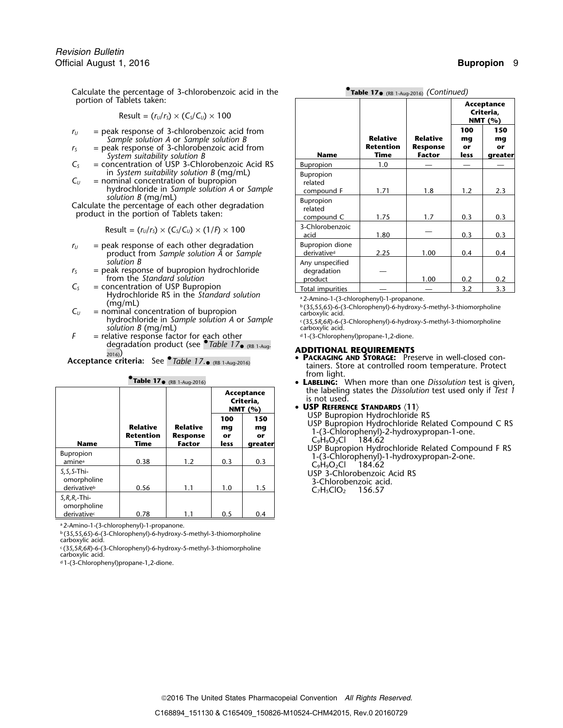Calculate the percentage of 3-chlorobenzoic acid in the portion of Tablets taken:

$$\text{Result} = (r_U/r_S) \times (C_S/C_U) \times 100$$

$r_U$ = peak response of 3-chlorobenzoic acid from *Sample solution A* or *Sample solution B*

$r_S$ = peak response of 3-chlorobenzoic acid from *System suitability solution B*

$C_S$ = concentration of USP 3-Chlorobenzoic Acid RS in *System suitability solution B* (mg/mL)

$C_U$ = nominal concentration of bupropion hydrochloride in *Sample solution A* or *Sample solution B* (mg/mL)

Calculate the percentage of each other degradation product in the portion of Tablets taken:

$$\text{Result} = (r_U/r_S) \times (C_S/C_U) \times (1/F) \times 100$$

$r_U$ = peak response of each other degradation product from *Sample solution A* or *Sample solution B*

$r_S$ = peak response of bupropion hydrochloride from the *Standard solution*

$C_S$ = concentration of USP Bupropion Hydrochloride RS in the *Standard solution* (mg/mL)

$C_U$ = nominal concentration of bupropion hydrochloride in *Sample solution A* or *Sample solution B* (mg/mL)

$F$ = relative response factor for each other degradation product (see •*Table 17*• (RB 1-Aug-2016))

**Acceptance criteria:** See •*Table 17*.• (RB 1-Aug-2016)

•**Table 17**• (RB 1-Aug-2016)

| Name | Relative Retention Time | Relative Response Factor | Acceptance Criteria, NMT (%) 100 mg or less | Acceptance Criteria, NMT (%) 150 mg or greater |
|---|---|---|---|---|
| Bupropion amine[a] | 0.38 | 1.2 | 0.3 | 0.3 |
| *S,S,S*-Thiomorpholine derivative[b] | 0.56 | 1.1 | 1.0 | 1.5 |
| *S,R,R*,-Thiomorpholine derivative[c] | 0.78 | 1.1 | 0.5 | 0.4 |
| Bupropion | 1.0 | — | — | — |
| Bupropion related compound F | 1.71 | 1.8 | 1.2 | 2.3 |
| Bupropion related compound C | 1.75 | 1.7 | 0.3 | 0.3 |
| 3-Chlorobenzoic acid | 1.80 | — | 0.3 | 0.3 |
| Bupropion dione derivative[d] | 2.25 | 1.00 | 0.4 | 0.4 |
| Any unspecified bupropion hydrochloride degradation product | — | 1.00 | 0.2 | 0.2 |
| Total impurities | — | — | 3.2 | 3.3 |

[a] 2-Amino-1-(3-chlorophenyl)-1-propanone.

[b] (3*S*,5*S*,6*S*)-6-(3-Chlorophenyl)-6-hydroxy-5-methyl-3-thiomorpholine carboxylic acid.

[c] (3*S*,5*R*,6*R*)-6-(3-Chlorophenyl)-6-hydroxy-5-methyl-3-thiomorpholine carboxylic acid.

[d] 1-(3-Chlorophenyl)propane-1,2-dione.

## ADDITIONAL REQUIREMENTS

- **PACKAGING AND STORAGE:** Preserve in well-closed containers. Store at controlled room temperature. Protect from light.
- **LABELING:** When more than one *Dissolution* test is given, the labeling states the *Dissolution* test used only if *Test 1* is not used.
- **USP REFERENCE STANDARDS ⟨11⟩**

  USP Bupropion Hydrochloride RS

  USP Bupropion Hydrochloride Related Compound C RS
  1-(3-Chlorophenyl)-2-hydroxypropan-1-one.
  $C_9H_9O_2Cl$ 184.62

  USP Bupropion Hydrochloride Related Compound F RS
  1-(3-Chlorophenyl)-1-hydroxypropan-2-one.
  $C_9H_9O_2Cl$ 184.62

  USP 3-Chlorobenzoic Acid RS
  3-Chlorobenzoic acid.
  $C_7H_5ClO_2$ 156.57